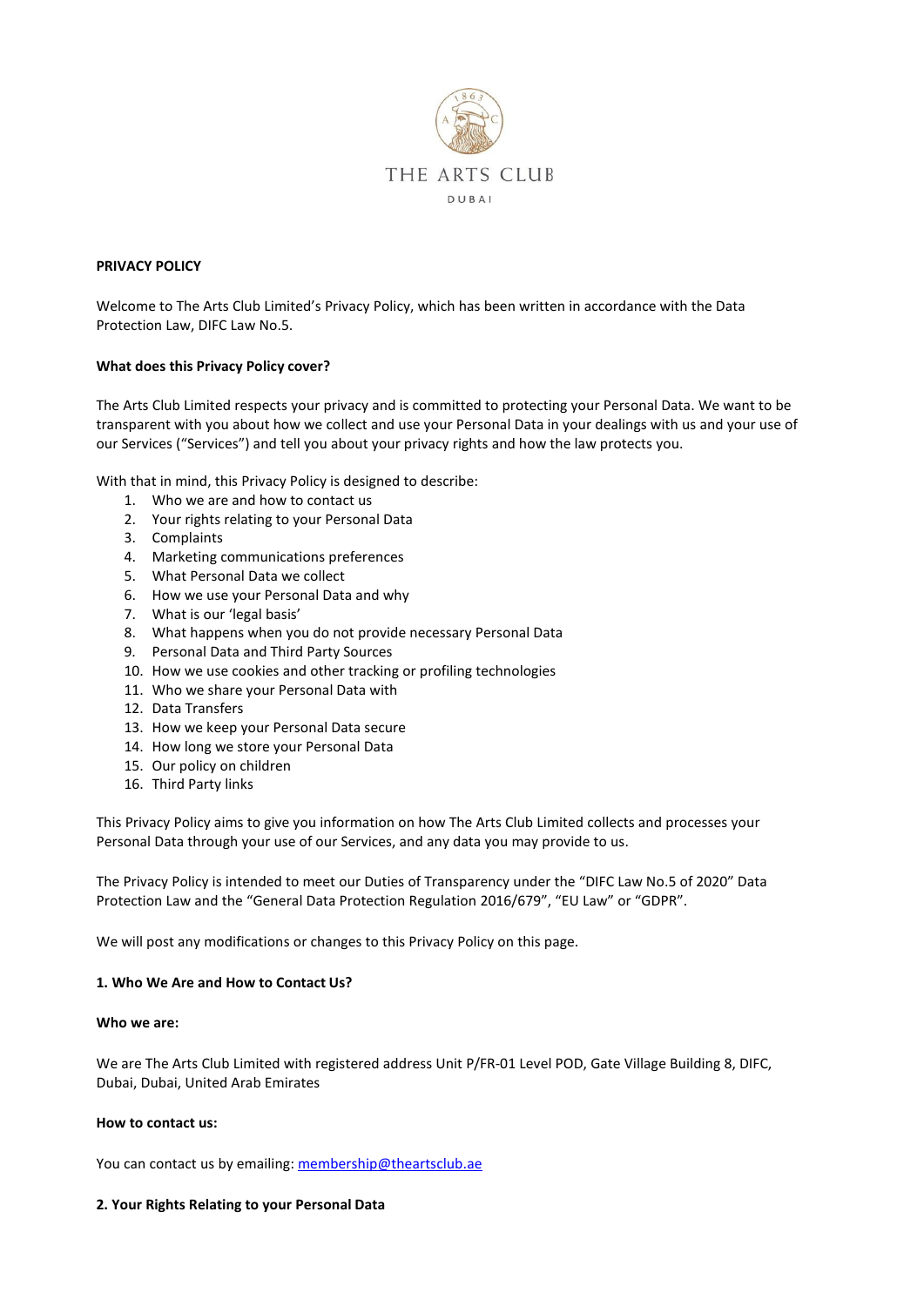THE ARTS CLUB

DUBAI

**PRIVACY POLICY**

Welcome to The Arts Club Limited's Privacy Policy, which has been written in accordance with the Data Protection Law, DIFC Law No.5.

**What does this Privacy Policy cover?**

The Arts Club Limited respects your privacy and is committed to protecting your Personal Data. We want to be transparent with you about how we collect and use your Personal Data in your dealings with us and your use of our Services ("Services") and tell you about your privacy rights and how the law protects you.

With that in mind, this Privacy Policy is designed to describe:

1. Who we are and how to contact us
2. Your rights relating to your Personal Data
3. Complaints
4. Marketing communications preferences
5. What Personal Data we collect
6. How we use your Personal Data and why
7. What is our 'legal basis'
8. What happens when you do not provide necessary Personal Data
9. Personal Data and Third Party Sources
10. How we use cookies and other tracking or profiling technologies
11. Who we share your Personal Data with
12. Data Transfers
13. How we keep your Personal Data secure
14. How long we store your Personal Data
15. Our policy on children
16. Third Party links

This Privacy Policy aims to give you information on how The Arts Club Limited collects and processes your Personal Data through your use of our Services, and any data you may provide to us.

The Privacy Policy is intended to meet our Duties of Transparency under the "DIFC Law No.5 of 2020" Data Protection Law and the "General Data Protection Regulation 2016/679", "EU Law" or "GDPR".

We will post any modifications or changes to this Privacy Policy on this page.

**1. Who We Are and How to Contact Us?**

**Who we are:**

We are The Arts Club Limited with registered address Unit P/FR-01 Level POD, Gate Village Building 8, DIFC, Dubai, Dubai, United Arab Emirates

**How to contact us:**

You can contact us by emailing: membership@theartsclub.ae

**2. Your Rights Relating to your Personal Data**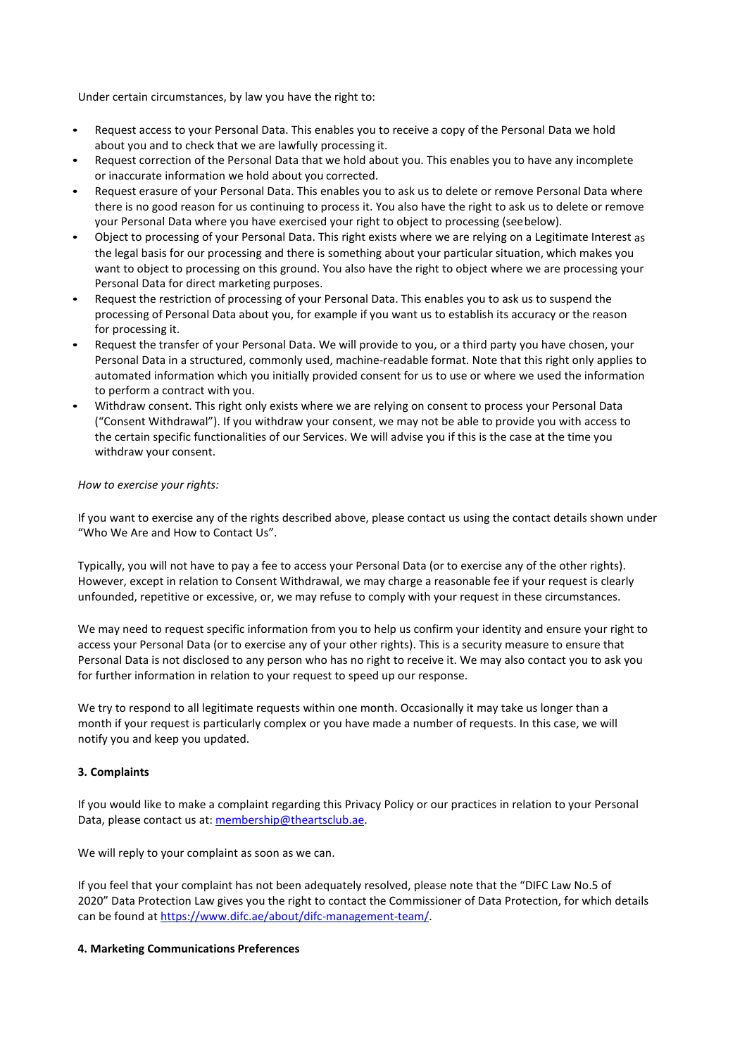Under certain circumstances, by law you have the right to:

- Request access to your Personal Data. This enables you to receive a copy of the Personal Data we hold about you and to check that we are lawfully processing it.
- Request correction of the Personal Data that we hold about you. This enables you to have any incomplete or inaccurate information we hold about you corrected.
- Request erasure of your Personal Data. This enables you to ask us to delete or remove Personal Data where there is no good reason for us continuing to process it. You also have the right to ask us to delete or remove your Personal Data where you have exercised your right to object to processing (see below).
- Object to processing of your Personal Data. This right exists where we are relying on a Legitimate Interest as the legal basis for our processing and there is something about your particular situation, which makes you want to object to processing on this ground. You also have the right to object where we are processing your Personal Data for direct marketing purposes.
- Request the restriction of processing of your Personal Data. This enables you to ask us to suspend the processing of Personal Data about you, for example if you want us to establish its accuracy or the reason for processing it.
- Request the transfer of your Personal Data. We will provide to you, or a third party you have chosen, your Personal Data in a structured, commonly used, machine-readable format. Note that this right only applies to automated information which you initially provided consent for us to use or where we used the information to perform a contract with you.
- Withdraw consent. This right only exists where we are relying on consent to process your Personal Data ("Consent Withdrawal"). If you withdraw your consent, we may not be able to provide you with access to the certain specific functionalities of our Services. We will advise you if this is the case at the time you withdraw your consent.

*How to exercise your rights:*

If you want to exercise any of the rights described above, please contact us using the contact details shown under "Who We Are and How to Contact Us".

Typically, you will not have to pay a fee to access your Personal Data (or to exercise any of the other rights). However, except in relation to Consent Withdrawal, we may charge a reasonable fee if your request is clearly unfounded, repetitive or excessive, or, we may refuse to comply with your request in these circumstances.

We may need to request specific information from you to help us confirm your identity and ensure your right to access your Personal Data (or to exercise any of your other rights). This is a security measure to ensure that Personal Data is not disclosed to any person who has no right to receive it. We may also contact you to ask you for further information in relation to your request to speed up our response.

We try to respond to all legitimate requests within one month. Occasionally it may take us longer than a month if your request is particularly complex or you have made a number of requests. In this case, we will notify you and keep you updated.

**3. Complaints**

If you would like to make a complaint regarding this Privacy Policy or our practices in relation to your Personal Data, please contact us at: [membership@theartsclub.ae](mailto:membership@theartsclub.ae).

We will reply to your complaint as soon as we can.

If you feel that your complaint has not been adequately resolved, please note that the "DIFC Law No.5 of 2020" Data Protection Law gives you the right to contact the Commissioner of Data Protection, for which details can be found at [https://www.difc.ae/about/difc-management-team/](https://www.difc.ae/about/difc-management-team/).

**4. Marketing Communications Preferences**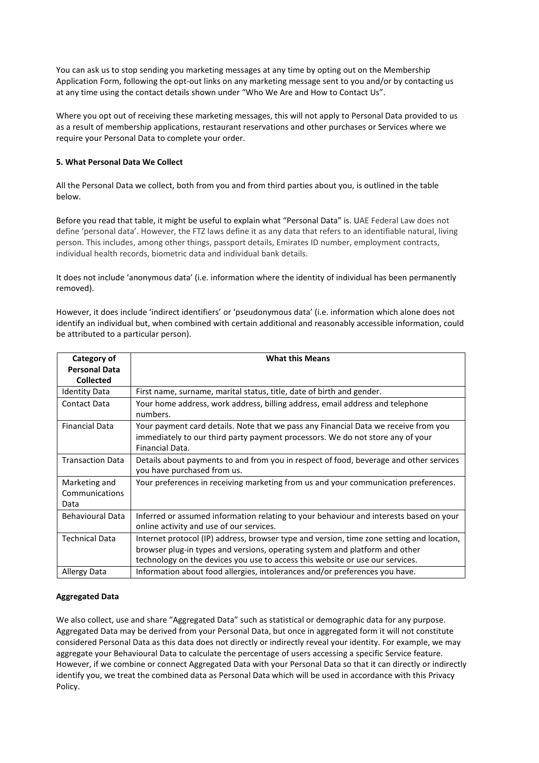You can ask us to stop sending you marketing messages at any time by opting out on the Membership Application Form, following the opt-out links on any marketing message sent to you and/or by contacting us at any time using the contact details shown under "Who We Are and How to Contact Us".

Where you opt out of receiving these marketing messages, this will not apply to Personal Data provided to us as a result of membership applications, restaurant reservations and other purchases or Services where we require your Personal Data to complete your order.

**5. What Personal Data We Collect**

All the Personal Data we collect, both from you and from third parties about you, is outlined in the table below.

Before you read that table, it might be useful to explain what "Personal Data" is. UAE Federal Law does not define 'personal data'. However, the FTZ laws define it as any data that refers to an identifiable natural, living person. This includes, among other things, passport details, Emirates ID number, employment contracts, individual health records, biometric data and individual bank details.

It does not include 'anonymous data' (i.e. information where the identity of individual has been permanently removed).

However, it does include 'indirect identifiers' or 'pseudonymous data' (i.e. information which alone does not identify an individual but, when combined with certain additional and reasonably accessible information, could be attributed to a particular person).

| Category of Personal Data Collected | What this Means |
|---|---|
| Identity Data | First name, surname, marital status, title, date of birth and gender. |
| Contact Data | Your home address, work address, billing address, email address and telephone numbers. |
| Financial Data | Your payment card details. Note that we pass any Financial Data we receive from you immediately to our third party payment processors. We do not store any of your Financial Data. |
| Transaction Data | Details about payments to and from you in respect of food, beverage and other services you have purchased from us. |
| Marketing and Communications Data | Your preferences in receiving marketing from us and your communication preferences. |
| Behavioural Data | Inferred or assumed information relating to your behaviour and interests based on your online activity and use of our services. |
| Technical Data | Internet protocol (IP) address, browser type and version, time zone setting and location, browser plug-in types and versions, operating system and platform and other technology on the devices you use to access this website or use our services. |
| Allergy Data | Information about food allergies, intolerances and/or preferences you have. |

**Aggregated Data**

We also collect, use and share "Aggregated Data" such as statistical or demographic data for any purpose. Aggregated Data may be derived from your Personal Data, but once in aggregated form it will not constitute considered Personal Data as this data does not directly or indirectly reveal your identity. For example, we may aggregate your Behavioural Data to calculate the percentage of users accessing a specific Service feature. However, if we combine or connect Aggregated Data with your Personal Data so that it can directly or indirectly identify you, we treat the combined data as Personal Data which will be used in accordance with this Privacy Policy.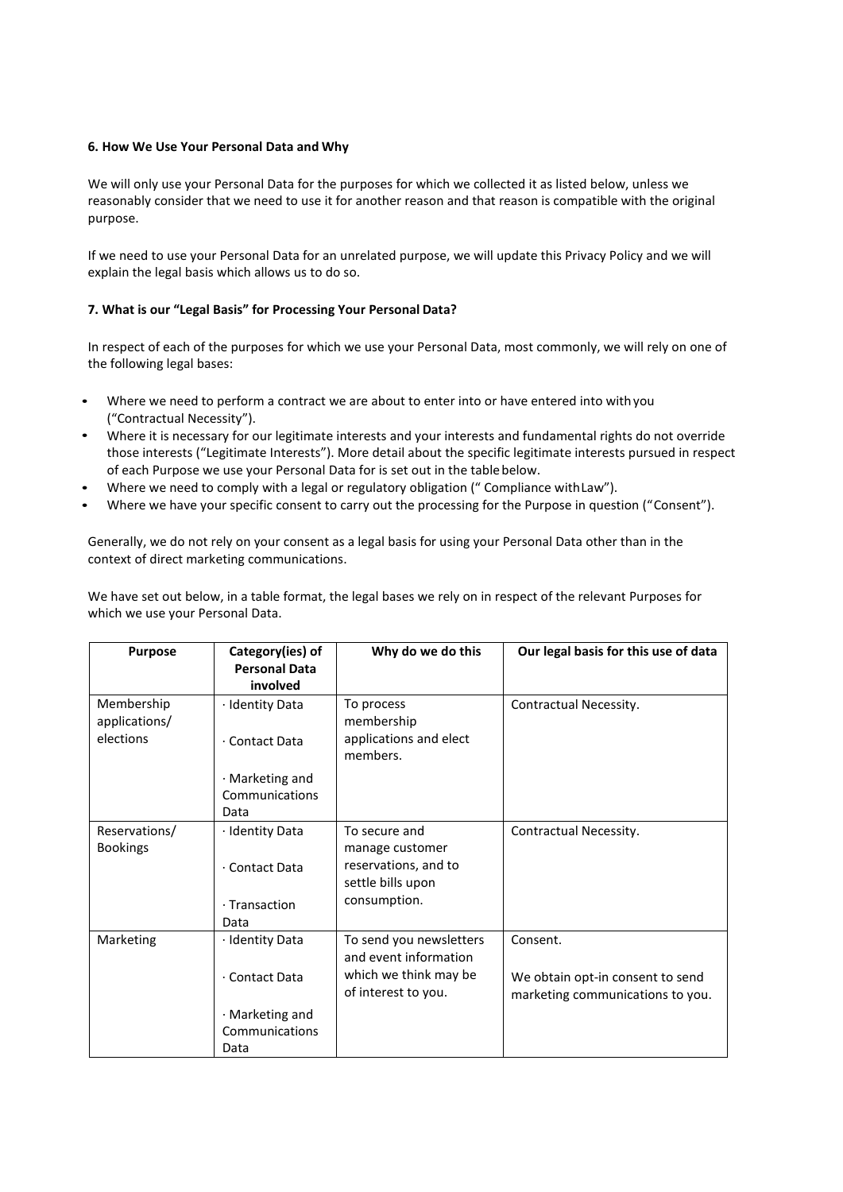**6. How We Use Your Personal Data and Why**

We will only use your Personal Data for the purposes for which we collected it as listed below, unless we reasonably consider that we need to use it for another reason and that reason is compatible with the original purpose.

If we need to use your Personal Data for an unrelated purpose, we will update this Privacy Policy and we will explain the legal basis which allows us to do so.

**7. What is our "Legal Basis" for Processing Your Personal Data?**

In respect of each of the purposes for which we use your Personal Data, most commonly, we will rely on one of the following legal bases:

- Where we need to perform a contract we are about to enter into or have entered into with you ("Contractual Necessity").
- Where it is necessary for our legitimate interests and your interests and fundamental rights do not override those interests ("Legitimate Interests"). More detail about the specific legitimate interests pursued in respect of each Purpose we use your Personal Data for is set out in the table below.
- Where we need to comply with a legal or regulatory obligation (" Compliance with Law").
- Where we have your specific consent to carry out the processing for the Purpose in question ("Consent").

Generally, we do not rely on your consent as a legal basis for using your Personal Data other than in the context of direct marketing communications.

We have set out below, in a table format, the legal bases we rely on in respect of the relevant Purposes for which we use your Personal Data.

| Purpose | Category(ies) of Personal Data involved | Why do we do this | Our legal basis for this use of data |
|---|---|---|---|
| Membership applications/ elections | · Identity Data<br>· Contact Data<br>· Marketing and Communications Data | To process membership applications and elect members. | Contractual Necessity. |
| Reservations/ Bookings | · Identity Data<br>· Contact Data<br>· Transaction Data | To secure and manage customer reservations, and to settle bills upon consumption. | Contractual Necessity. |
| Marketing | · Identity Data<br>· Contact Data<br>· Marketing and Communications Data | To send you newsletters and event information which we think may be of interest to you. | Consent.<br>We obtain opt-in consent to send marketing communications to you. |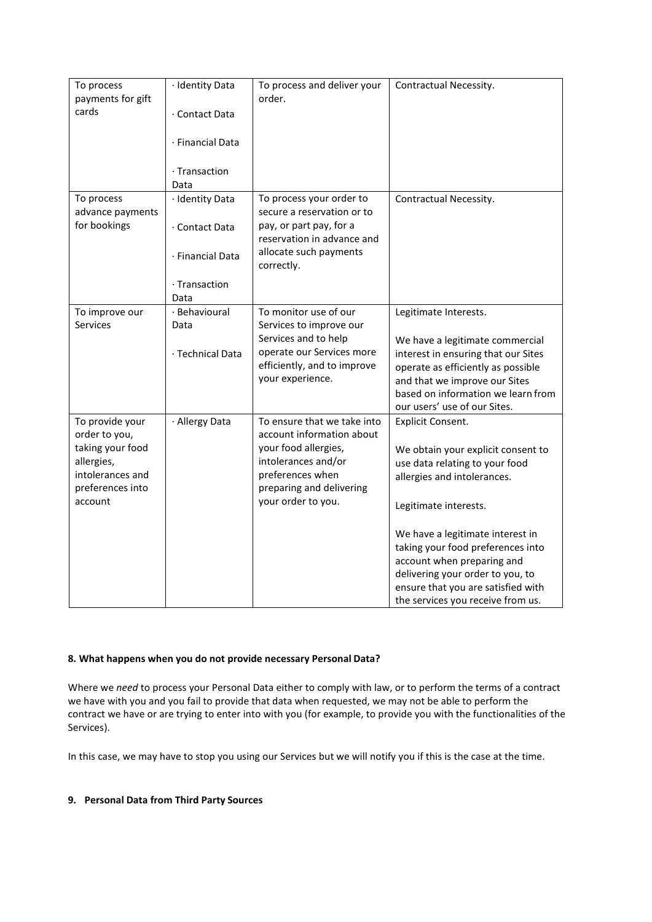| To process payments for gift cards | · Identity Data<br><br>· Contact Data<br><br>· Financial Data<br><br>· Transaction Data | To process and deliver your order. | Contractual Necessity. |
|---|---|---|---|
| To process advance payments for bookings | · Identity Data<br><br>· Contact Data<br><br>· Financial Data<br><br>· Transaction Data | To process your order to secure a reservation or to pay, or part pay, for a reservation in advance and allocate such payments correctly. | Contractual Necessity. |
| To improve our Services | · Behavioural Data<br><br>· Technical Data | To monitor use of our Services to improve our Services and to help operate our Services more efficiently, and to improve your experience. | Legitimate Interests.<br><br>We have a legitimate commercial interest in ensuring that our Sites operate as efficiently as possible and that we improve our Sites based on information we learn from our users' use of our Sites. |
| To provide your order to you, taking your food allergies, intolerances and preferences into account | · Allergy Data | To ensure that we take into account information about your food allergies, intolerances and/or preferences when preparing and delivering your order to you. | Explicit Consent.<br><br>We obtain your explicit consent to use data relating to your food allergies and intolerances.<br><br>Legitimate interests.<br><br>We have a legitimate interest in taking your food preferences into account when preparing and delivering your order to you, to ensure that you are satisfied with the services you receive from us. |

**8. What happens when you do not provide necessary Personal Data?**

Where we *need* to process your Personal Data either to comply with law, or to perform the terms of a contract we have with you and you fail to provide that data when requested, we may not be able to perform the contract we have or are trying to enter into with you (for example, to provide you with the functionalities of the Services).

In this case, we may have to stop you using our Services but we will notify you if this is the case at the time.

**9. Personal Data from Third Party Sources**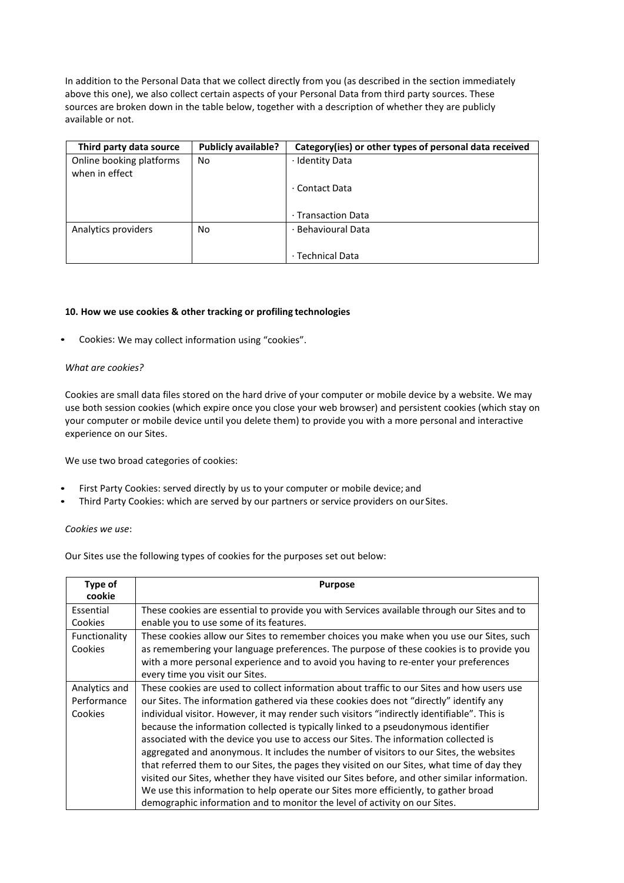In addition to the Personal Data that we collect directly from you (as described in the section immediately above this one), we also collect certain aspects of your Personal Data from third party sources. These sources are broken down in the table below, together with a description of whether they are publicly available or not.

| Third party data source | Publicly available? | Category(ies) or other types of personal data received |
|---|---|---|
| Online booking platforms when in effect | No | · Identity Data<br><br>· Contact Data<br><br>· Transaction Data |
| Analytics providers | No | · Behavioural Data<br><br>· Technical Data |

**10. How we use cookies & other tracking or profiling technologies**

- Cookies: We may collect information using "cookies".

*What are cookies?*

Cookies are small data files stored on the hard drive of your computer or mobile device by a website. We may use both session cookies (which expire once you close your web browser) and persistent cookies (which stay on your computer or mobile device until you delete them) to provide you with a more personal and interactive experience on our Sites.

We use two broad categories of cookies:

- First Party Cookies: served directly by us to your computer or mobile device; and
- Third Party Cookies: which are served by our partners or service providers on our Sites.

*Cookies we use*:

Our Sites use the following types of cookies for the purposes set out below:

| Type of cookie | Purpose |
|---|---|
| Essential Cookies | These cookies are essential to provide you with Services available through our Sites and to enable you to use some of its features. |
| Functionality Cookies | These cookies allow our Sites to remember choices you make when you use our Sites, such as remembering your language preferences. The purpose of these cookies is to provide you with a more personal experience and to avoid you having to re-enter your preferences every time you visit our Sites. |
| Analytics and Performance Cookies | These cookies are used to collect information about traffic to our Sites and how users use our Sites. The information gathered via these cookies does not "directly" identify any individual visitor. However, it may render such visitors "indirectly identifiable". This is because the information collected is typically linked to a pseudonymous identifier associated with the device you use to access our Sites. The information collected is aggregated and anonymous. It includes the number of visitors to our Sites, the websites that referred them to our Sites, the pages they visited on our Sites, what time of day they visited our Sites, whether they have visited our Sites before, and other similar information. We use this information to help operate our Sites more efficiently, to gather broad demographic information and to monitor the level of activity on our Sites. |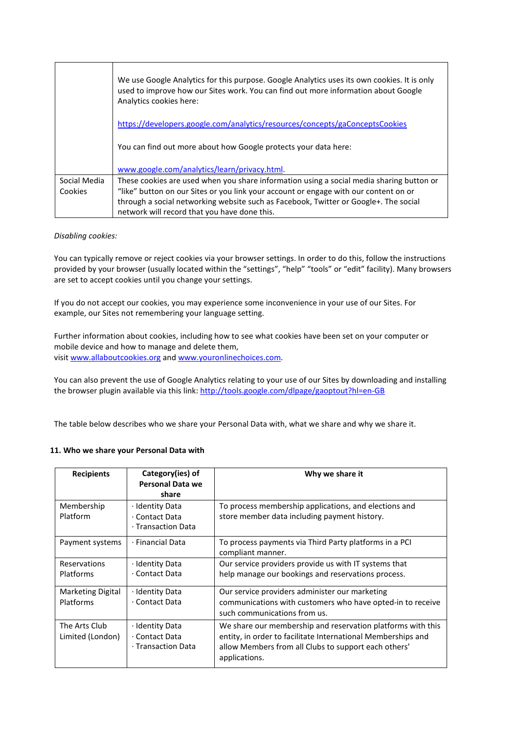| | |
|---|---|
| | We use Google Analytics for this purpose. Google Analytics uses its own cookies. It is only used to improve how our Sites work. You can find out more information about Google Analytics cookies here:<br><br>https://developers.google.com/analytics/resources/concepts/gaConceptsCookies<br><br>You can find out more about how Google protects your data here:<br><br>www.google.com/analytics/learn/privacy.html. |
| Social Media Cookies | These cookies are used when you share information using a social media sharing button or "like" button on our Sites or you link your account or engage with our content on or through a social networking website such as Facebook, Twitter or Google+. The social network will record that you have done this. |

*Disabling cookies:*

You can typically remove or reject cookies via your browser settings. In order to do this, follow the instructions provided by your browser (usually located within the "settings", "help" "tools" or "edit" facility). Many browsers are set to accept cookies until you change your settings.

If you do not accept our cookies, you may experience some inconvenience in your use of our Sites. For example, our Sites not remembering your language setting.

Further information about cookies, including how to see what cookies have been set on your computer or mobile device and how to manage and delete them, visit www.allaboutcookies.org and www.youronlinechoices.com.

You can also prevent the use of Google Analytics relating to your use of our Sites by downloading and installing the browser plugin available via this link: http://tools.google.com/dlpage/gaoptout?hl=en-GB

The table below describes who we share your Personal Data with, what we share and why we share it.

## 11. Who we share your Personal Data with

| Recipients | Category(ies) of Personal Data we share | Why we share it |
|---|---|---|
| Membership Platform | · Identity Data<br>· Contact Data<br>· Transaction Data | To process membership applications, and elections and store member data including payment history. |
| Payment systems | · Financial Data | To process payments via Third Party platforms in a PCI compliant manner. |
| Reservations Platforms | · Identity Data<br>· Contact Data | Our service providers provide us with IT systems that help manage our bookings and reservations process. |
| Marketing Digital Platforms | · Identity Data<br>· Contact Data | Our service providers administer our marketing communications with customers who have opted-in to receive such communications from us. |
| The Arts Club Limited (London) | · Identity Data<br>· Contact Data<br>· Transaction Data | We share our membership and reservation platforms with this entity, in order to facilitate International Memberships and allow Members from all Clubs to support each others' applications. |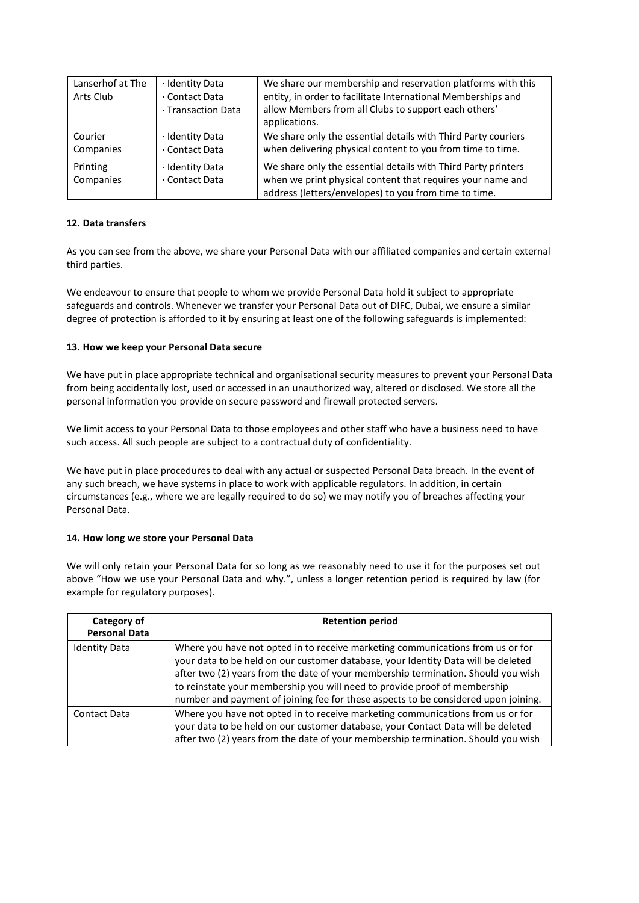| Lanserhof at The Arts Club | · Identity Data<br>· Contact Data<br>· Transaction Data | We share our membership and reservation platforms with this entity, in order to facilitate International Memberships and allow Members from all Clubs to support each others' applications. |
|---|---|---|
| Courier Companies | · Identity Data<br>· Contact Data | We share only the essential details with Third Party couriers when delivering physical content to you from time to time. |
| Printing Companies | · Identity Data<br>· Contact Data | We share only the essential details with Third Party printers when we print physical content that requires your name and address (letters/envelopes) to you from time to time. |

**12. Data transfers**

As you can see from the above, we share your Personal Data with our affiliated companies and certain external third parties.

We endeavour to ensure that people to whom we provide Personal Data hold it subject to appropriate safeguards and controls. Whenever we transfer your Personal Data out of DIFC, Dubai, we ensure a similar degree of protection is afforded to it by ensuring at least one of the following safeguards is implemented:

**13. How we keep your Personal Data secure**

We have put in place appropriate technical and organisational security measures to prevent your Personal Data from being accidentally lost, used or accessed in an unauthorized way, altered or disclosed. We store all the personal information you provide on secure password and firewall protected servers.

We limit access to your Personal Data to those employees and other staff who have a business need to have such access. All such people are subject to a contractual duty of confidentiality.

We have put in place procedures to deal with any actual or suspected Personal Data breach. In the event of any such breach, we have systems in place to work with applicable regulators. In addition, in certain circumstances (e.g., where we are legally required to do so) we may notify you of breaches affecting your Personal Data.

**14. How long we store your Personal Data**

We will only retain your Personal Data for so long as we reasonably need to use it for the purposes set out above "How we use your Personal Data and why.", unless a longer retention period is required by law (for example for regulatory purposes).

| Category of Personal Data | Retention period |
|---|---|
| Identity Data | Where you have not opted in to receive marketing communications from us or for your data to be held on our customer database, your Identity Data will be deleted after two (2) years from the date of your membership termination. Should you wish to reinstate your membership you will need to provide proof of membership number and payment of joining fee for these aspects to be considered upon joining. |
| Contact Data | Where you have not opted in to receive marketing communications from us or for your data to be held on our customer database, your Contact Data will be deleted after two (2) years from the date of your membership termination. Should you wish |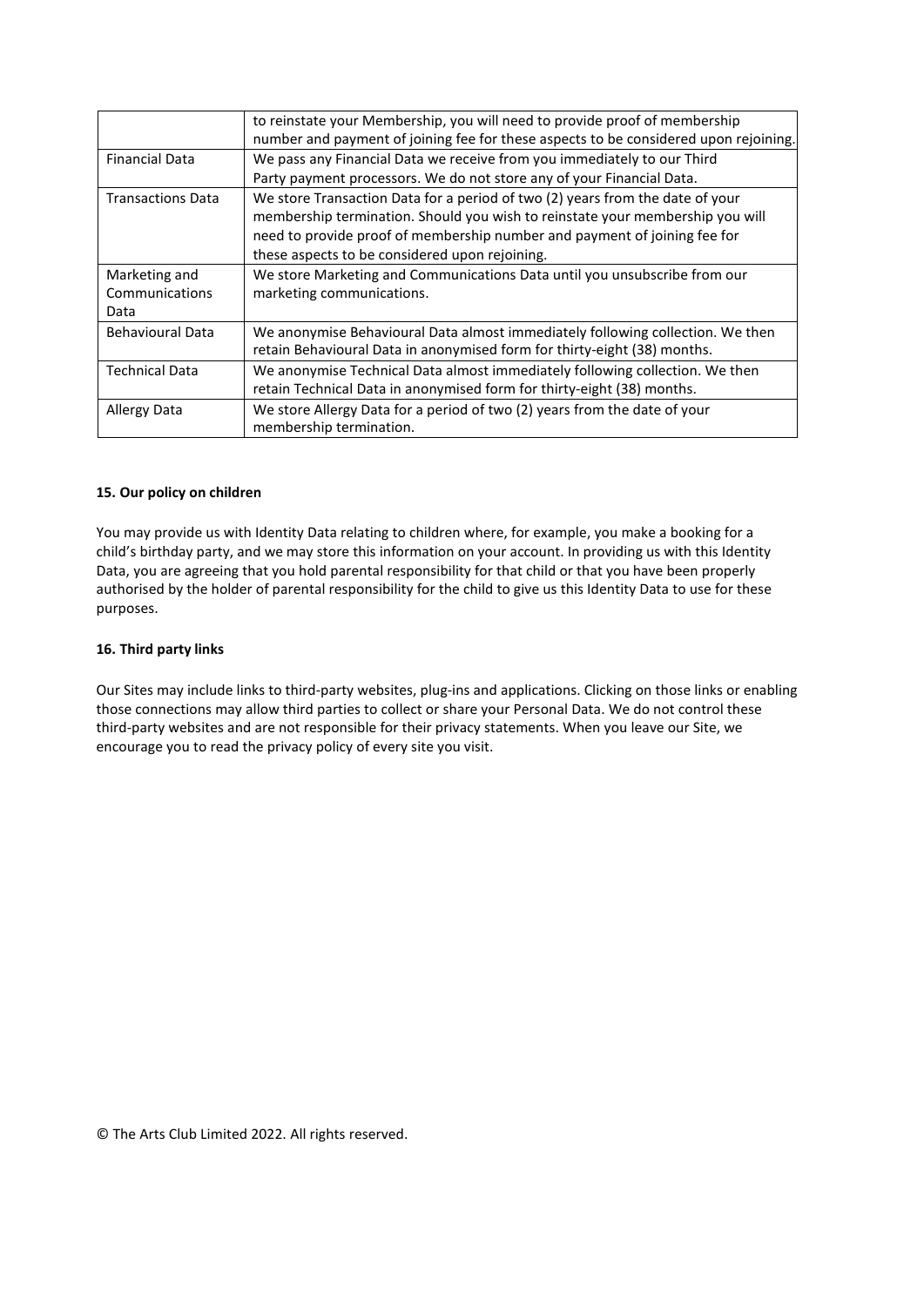| | |
|---|---|
| | to reinstate your Membership, you will need to provide proof of membership number and payment of joining fee for these aspects to be considered upon rejoining. |
| Financial Data | We pass any Financial Data we receive from you immediately to our Third Party payment processors. We do not store any of your Financial Data. |
| Transactions Data | We store Transaction Data for a period of two (2) years from the date of your membership termination. Should you wish to reinstate your membership you will need to provide proof of membership number and payment of joining fee for these aspects to be considered upon rejoining. |
| Marketing and Communications Data | We store Marketing and Communications Data until you unsubscribe from our marketing communications. |
| Behavioural Data | We anonymise Behavioural Data almost immediately following collection. We then retain Behavioural Data in anonymised form for thirty-eight (38) months. |
| Technical Data | We anonymise Technical Data almost immediately following collection. We then retain Technical Data in anonymised form for thirty-eight (38) months. |
| Allergy Data | We store Allergy Data for a period of two (2) years from the date of your membership termination. |

**15. Our policy on children**

You may provide us with Identity Data relating to children where, for example, you make a booking for a child's birthday party, and we may store this information on your account. In providing us with this Identity Data, you are agreeing that you hold parental responsibility for that child or that you have been properly authorised by the holder of parental responsibility for the child to give us this Identity Data to use for these purposes.

**16. Third party links**

Our Sites may include links to third-party websites, plug-ins and applications. Clicking on those links or enabling those connections may allow third parties to collect or share your Personal Data. We do not control these third-party websites and are not responsible for their privacy statements. When you leave our Site, we encourage you to read the privacy policy of every site you visit.

© The Arts Club Limited 2022. All rights reserved.